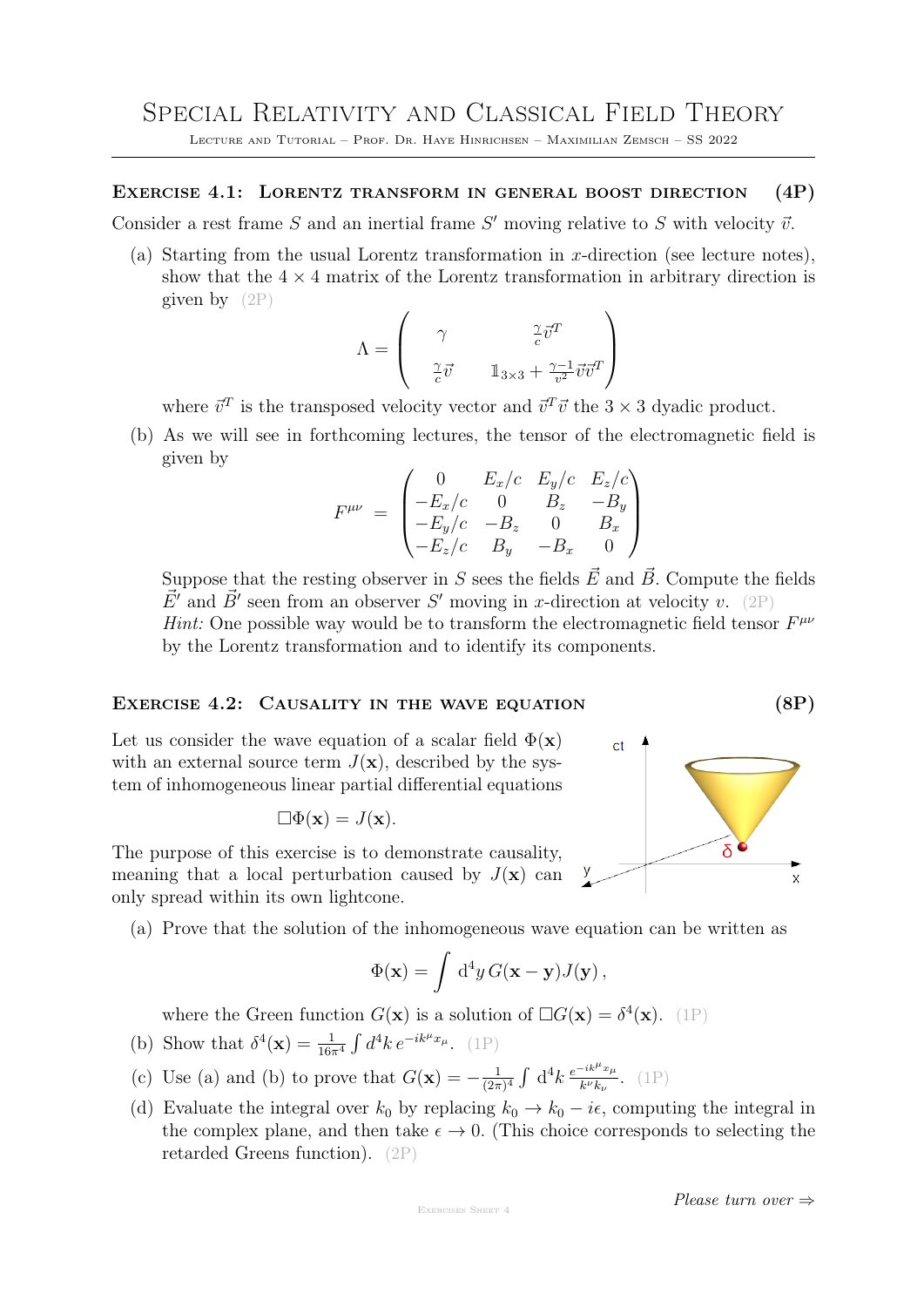# Special Relativity and Classical Field Theory

Lecture and Tutorial – Prof. Dr. Haye Hinrichsen – Maximilian Zemsch – SS 2022

---

### Exercise 4.1: Lorentz transform in general boost direction (4P)

Consider a rest frame $S$ and an inertial frame $S'$ moving relative to $S$ with velocity $\vec{v}$.

(a) Starting from the usual Lorentz transformation in $x$-direction (see lecture notes), show that the $4 \times 4$ matrix of the Lorentz transformation in arbitrary direction is given by (2P)

$$\Lambda = \begin{pmatrix} \gamma & \frac{\gamma}{c}\vec{v}^T \\ \frac{\gamma}{c}\vec{v} & \mathbb{1}_{3\times 3} + \frac{\gamma - 1}{v^2}\vec{v}\vec{v}^T \end{pmatrix}$$

where $\vec{v}^T$ is the transposed velocity vector and $\vec{v}^T\vec{v}$ the $3 \times 3$ dyadic product.

(b) As we will see in forthcoming lectures, the tensor of the electromagnetic field is given by

$$F^{\mu\nu} = \begin{pmatrix} 0 & E_x/c & E_y/c & E_z/c \\ -E_x/c & 0 & B_z & -B_y \\ -E_y/c & -B_z & 0 & B_x \\ -E_z/c & B_y & -B_x & 0 \end{pmatrix}$$

Suppose that the resting observer in $S$ sees the fields $\vec{E}$ and $\vec{B}$. Compute the fields $\vec{E}'$ and $\vec{B}'$ seen from an observer $S'$ moving in $x$-direction at velocity $v$. (2P)

*Hint:* One possible way would be to transform the electromagnetic field tensor $F^{\mu\nu}$ by the Lorentz transformation and to identify its components.

### Exercise 4.2: Causality in the wave equation (8P)

Let us consider the wave equation of a scalar field $\Phi(\mathbf{x})$ with an external source term $J(\mathbf{x})$, described by the system of inhomogeneous linear partial differential equations

$$\Box\Phi(\mathbf{x}) = J(\mathbf{x}).$$

The purpose of this exercise is to demonstrate causality, meaning that a local perturbation caused by $J(\mathbf{x})$ can only spread within its own lightcone.

(a) Prove that the solution of the inhomogeneous wave equation can be written as

$$\Phi(\mathbf{x}) = \int \mathrm{d}^4y\, G(\mathbf{x} - \mathbf{y})J(\mathbf{y})\,,$$

where the Green function $G(\mathbf{x})$ is a solution of $\Box G(\mathbf{x}) = \delta^4(\mathbf{x})$. (1P)

(b) Show that $\delta^4(\mathbf{x}) = \frac{1}{16\pi^4}\int d^4k\, e^{-ik^\mu x_\mu}$. (1P)

(c) Use (a) and (b) to prove that $G(\mathbf{x}) = -\frac{1}{(2\pi)^4}\int \mathrm{d}^4k\, \frac{e^{-ik^\mu x_\mu}}{k^\nu k_\nu}$. (1P)

(d) Evaluate the integral over $k_0$ by replacing $k_0 \to k_0 - i\epsilon$, computing the integral in the complex plane, and then take $\epsilon \to 0$. (This choice corresponds to selecting the retarded Greens function). (2P)

*Please turn over* ⇒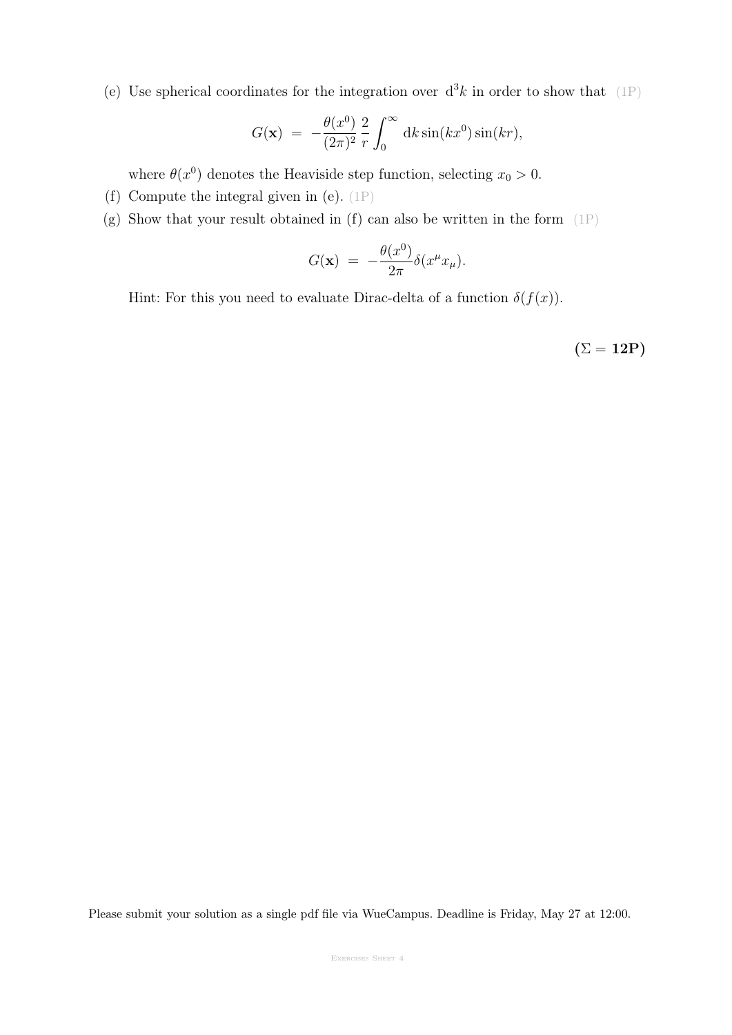(e) Use spherical coordinates for the integration over $\mathrm{d}^3k$ in order to show that (1P)

$$G(\mathbf{x}) \;=\; -\frac{\theta(x^0)}{(2\pi)^2}\,\frac{2}{r}\int_0^\infty \mathrm{d}k\,\sin(kx^0)\sin(kr),$$

where $\theta(x^0)$ denotes the Heaviside step function, selecting $x_0 > 0$.

(f) Compute the integral given in (e). (1P)

(g) Show that your result obtained in (f) can also be written in the form (1P)

$$G(\mathbf{x}) \;=\; -\frac{\theta(x^0)}{2\pi}\delta(x^\mu x_\mu).$$

Hint: For this you need to evaluate Dirac-delta of a function $\delta(f(x))$.

**$(\Sigma = 12\mathbf{P})$**

Please submit your solution as a single pdf file via WueCampus. Deadline is Friday, May 27 at 12:00.